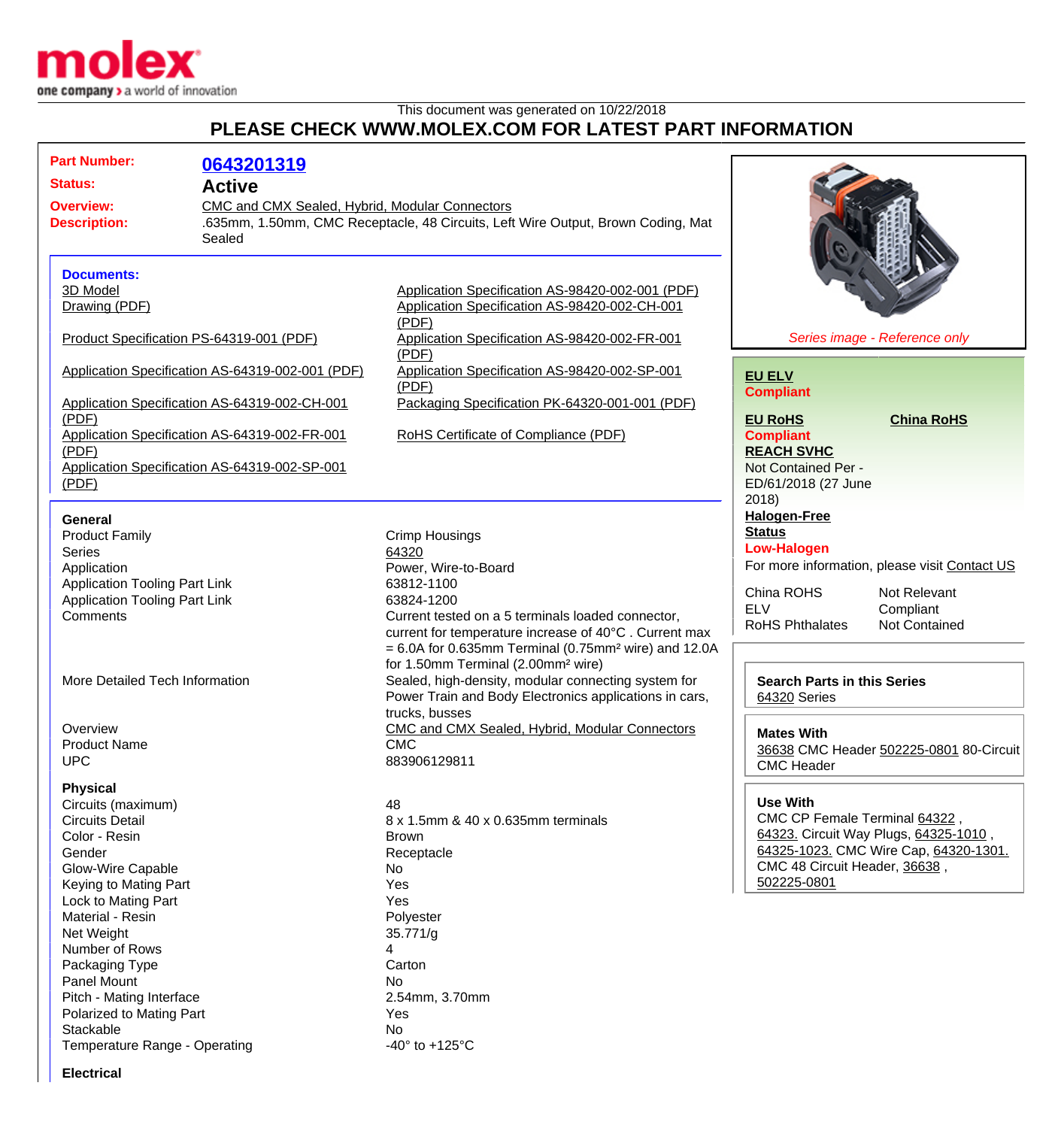This document was generated on 10/22/2018

# PLEASE CHECK WWW.MOLEX.COM FOR LATEST PART INFORMATION

| | |
|---|---|
| **Part Number:** | **0643201319** |
| **Status:** | **Active** |
| **Overview:** | CMC and CMX Sealed, Hybrid, Modular Connectors |
| **Description:** | .635mm, 1.50mm, CMC Receptacle, 48 Circuits, Left Wire Output, Brown Coding, Mat Sealed |

### Documents:

- 3D Model
- Drawing (PDF)
- Product Specification PS-64319-001 (PDF)
- Application Specification AS-64319-002-001 (PDF)
- Application Specification AS-64319-002-CH-001 (PDF)
- Application Specification AS-64319-002-FR-001 (PDF)
- Application Specification AS-64319-002-SP-001 (PDF)
- Application Specification AS-98420-002-001 (PDF)
- Application Specification AS-98420-002-CH-001 (PDF)
- Application Specification AS-98420-002-FR-001 (PDF)
- Application Specification AS-98420-002-SP-001 (PDF)
- Packaging Specification PK-64320-001-001 (PDF)
- RoHS Certificate of Compliance (PDF)

### General

| | |
|---|---|
| Product Family | Crimp Housings |
| Series | 64320 |
| Application | Power, Wire-to-Board |
| Application Tooling Part Link | 63812-1100 |
| Application Tooling Part Link | 63824-1200 |
| Comments | Current tested on a 5 terminals loaded connector, current for temperature increase of 40°C . Current max = 6.0A for 0.635mm Terminal (0.75mm² wire) and 12.0A for 1.50mm Terminal (2.00mm² wire) |
| More Detailed Tech Information | Sealed, high-density, modular connecting system for Power Train and Body Electronics applications in cars, trucks, busses |
| Overview | CMC and CMX Sealed, Hybrid, Modular Connectors |
| Product Name | CMC |
| UPC | 883906129811 |

### Physical

| | |
|---|---|
| Circuits (maximum) | 48 |
| Circuits Detail | 8 x 1.5mm & 40 x 0.635mm terminals |
| Color - Resin | Brown |
| Gender | Receptacle |
| Glow-Wire Capable | No |
| Keying to Mating Part | Yes |
| Lock to Mating Part | Yes |
| Material - Resin | Polyester |
| Net Weight | 35.771/g |
| Number of Rows | 4 |
| Packaging Type | Carton |
| Panel Mount | No |
| Pitch - Mating Interface | 2.54mm, 3.70mm |
| Polarized to Mating Part | Yes |
| Stackable | No |
| Temperature Range - Operating | -40° to +125°C |

### Electrical

*Series image - Reference only*

**EU ELV**
**Compliant**

**EU RoHS**
**Compliant**

**China RoHS**

**REACH SVHC**
Not Contained Per - ED/61/2018 (27 June 2018)

**Halogen-Free Status**
**Low-Halogen**

For more information, please visit Contact US

| | |
|---|---|
| China ROHS | Not Relevant |
| ELV | Compliant |
| RoHS Phthalates | Not Contained |

**Search Parts in this Series**
64320 Series

**Mates With**
36638 CMC Header 502225-0801 80-Circuit CMC Header

**Use With**
CMC CP Female Terminal 64322 , 64323. Circuit Way Plugs, 64325-1010 , 64325-1023. CMC Wire Cap, 64320-1301. CMC 48 Circuit Header, 36638 , 502225-0801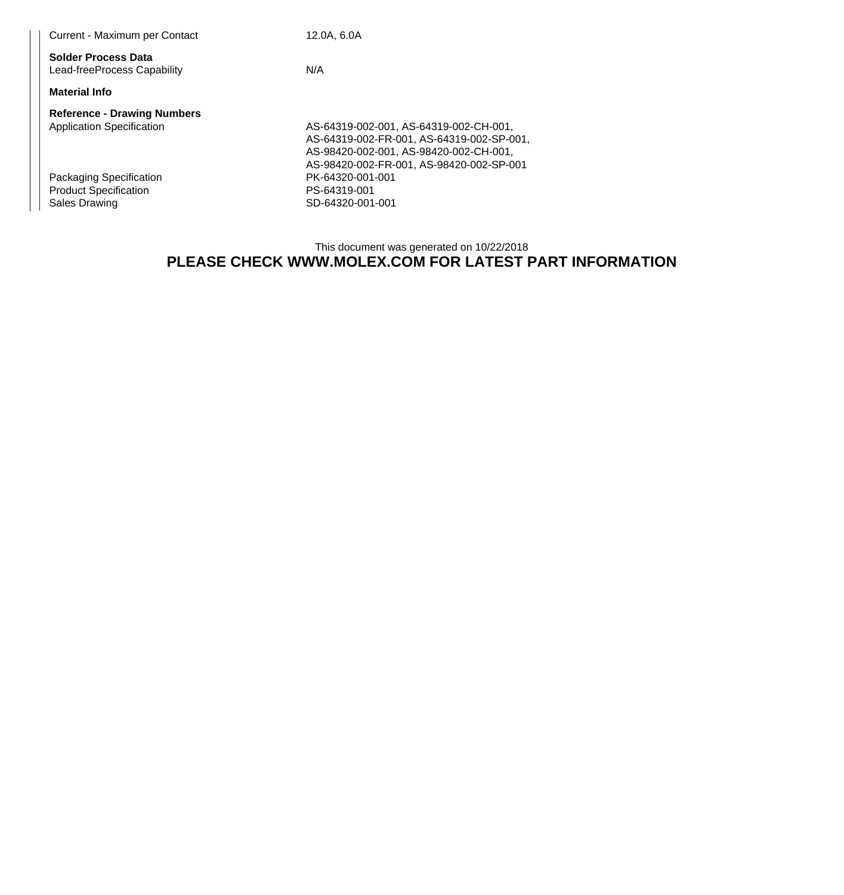| | |
|---|---|
| Current - Maximum per Contact | 12.0A, 6.0A |

**Solder Process Data**

| | |
|---|---|
| Lead-freeProcess Capability | N/A |

**Material Info**

**Reference - Drawing Numbers**

| | |
|---|---|
| Application Specification | AS-64319-002-001, AS-64319-002-CH-001, AS-64319-002-FR-001, AS-64319-002-SP-001, AS-98420-002-001, AS-98420-002-CH-001, AS-98420-002-FR-001, AS-98420-002-SP-001 |
| Packaging Specification | PK-64320-001-001 |
| Product Specification | PS-64319-001 |
| Sales Drawing | SD-64320-001-001 |

This document was generated on 10/22/2018

**PLEASE CHECK WWW.MOLEX.COM FOR LATEST PART INFORMATION**